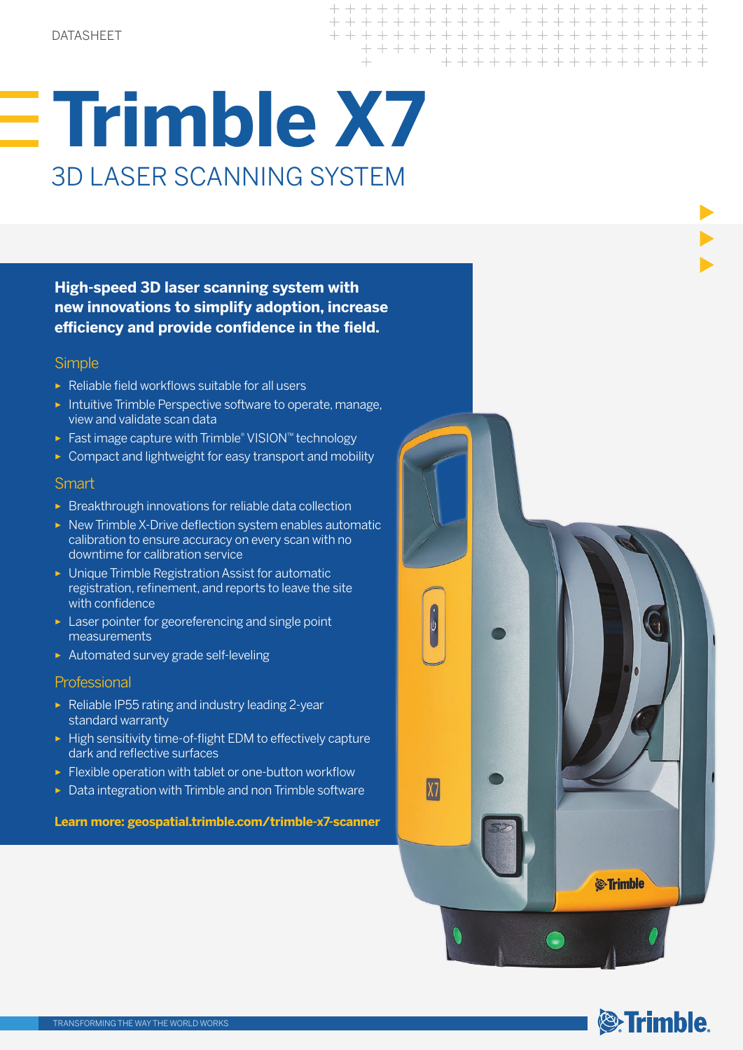DATASHEET

# Trimble X7

## 3D LASER SCANNING SYSTEM

**High-speed 3D laser scanning system with new innovations to simplify adoption, increase efficiency and provide confidence in the field.**

### Simple

- Reliable field workflows suitable for all users
- Intuitive Trimble Perspective software to operate, manage, view and validate scan data
- Fast image capture with Trimble® VISION™ technology
- Compact and lightweight for easy transport and mobility

### Smart

- Breakthrough innovations for reliable data collection
- New Trimble X-Drive deflection system enables automatic calibration to ensure accuracy on every scan with no downtime for calibration service
- Unique Trimble Registration Assist for automatic registration, refinement, and reports to leave the site with confidence
- Laser pointer for georeferencing and single point measurements
- Automated survey grade self-leveling

### Professional

- Reliable IP55 rating and industry leading 2-year standard warranty
- High sensitivity time-of-flight EDM to effectively capture dark and reflective surfaces
- Flexible operation with tablet or one-button workflow
- Data integration with Trimble and non Trimble software

**Learn more: geospatial.trimble.com/trimble-x7-scanner**

TRANSFORMING THE WAY THE WORLD WORKS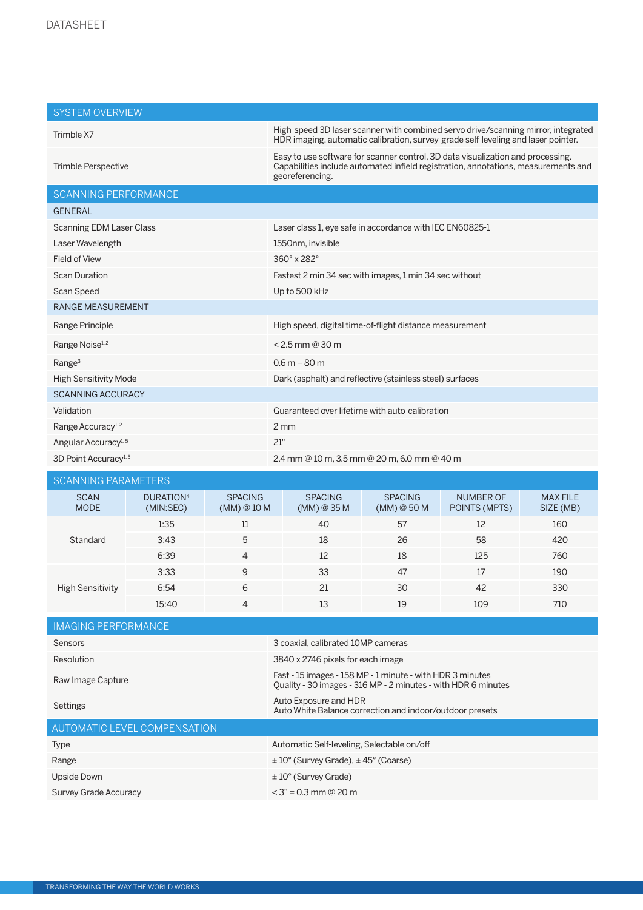## SYSTEM OVERVIEW

| | |
|---|---|
| Trimble X7 | High-speed 3D laser scanner with combined servo drive/scanning mirror, integrated HDR imaging, automatic calibration, survey-grade self-leveling and laser pointer. |
| Trimble Perspective | Easy to use software for scanner control, 3D data visualization and processing. Capabilities include automated infield registration, annotations, measurements and georeferencing. |

## SCANNING PERFORMANCE

### GENERAL

| | |
|---|---|
| Scanning EDM Laser Class | Laser class 1, eye safe in accordance with IEC EN60825-1 |
| Laser Wavelength | 1550nm, invisible |
| Field of View | 360° x 282° |
| Scan Duration | Fastest 2 min 34 sec with images, 1 min 34 sec without |
| Scan Speed | Up to 500 kHz |

### RANGE MEASUREMENT

| | |
|---|---|
| Range Principle | High speed, digital time-of-flight distance measurement |
| Range Noise[1,2] | < 2.5 mm @ 30 m |
| Range[3] | 0.6 m – 80 m |
| High Sensitivity Mode | Dark (asphalt) and reflective (stainless steel) surfaces |

### SCANNING ACCURACY

| | |
|---|---|
| Validation | Guaranteed over lifetime with auto-calibration |
| Range Accuracy[1,2] | 2 mm |
| Angular Accuracy[1,5] | 21" |
| 3D Point Accuracy[1,5] | 2.4 mm @ 10 m, 3.5 mm @ 20 m, 6.0 mm @ 40 m |

## SCANNING PARAMETERS

| SCAN MODE | DURATION[4] (MIN:SEC) | SPACING (MM) @ 10 M | SPACING (MM) @ 35 M | SPACING (MM) @ 50 M | NUMBER OF POINTS (MPTS) | MAX FILE SIZE (MB) |
|---|---|---|---|---|---|---|
| Standard | 1:35 | 11 | 40 | 57 | 12 | 160 |
| | 3:43 | 5 | 18 | 26 | 58 | 420 |
| | 6:39 | 4 | 12 | 18 | 125 | 760 |
| High Sensitivity | 3:33 | 9 | 33 | 47 | 17 | 190 |
| | 6:54 | 6 | 21 | 30 | 42 | 330 |
| | 15:40 | 4 | 13 | 19 | 109 | 710 |

## IMAGING PERFORMANCE

| | |
|---|---|
| Sensors | 3 coaxial, calibrated 10MP cameras |
| Resolution | 3840 x 2746 pixels for each image |
| Raw Image Capture | Fast - 15 images - 158 MP - 1 minute - with HDR 3 minutes<br>Quality - 30 images - 316 MP - 2 minutes - with HDR 6 minutes |
| Settings | Auto Exposure and HDR<br>Auto White Balance correction and indoor/outdoor presets |

## AUTOMATIC LEVEL COMPENSATION

| | |
|---|---|
| Type | Automatic Self-leveling, Selectable on/off |
| Range | ± 10° (Survey Grade), ± 45° (Coarse) |
| Upside Down | ± 10° (Survey Grade) |
| Survey Grade Accuracy | < 3" = 0.3 mm @ 20 m |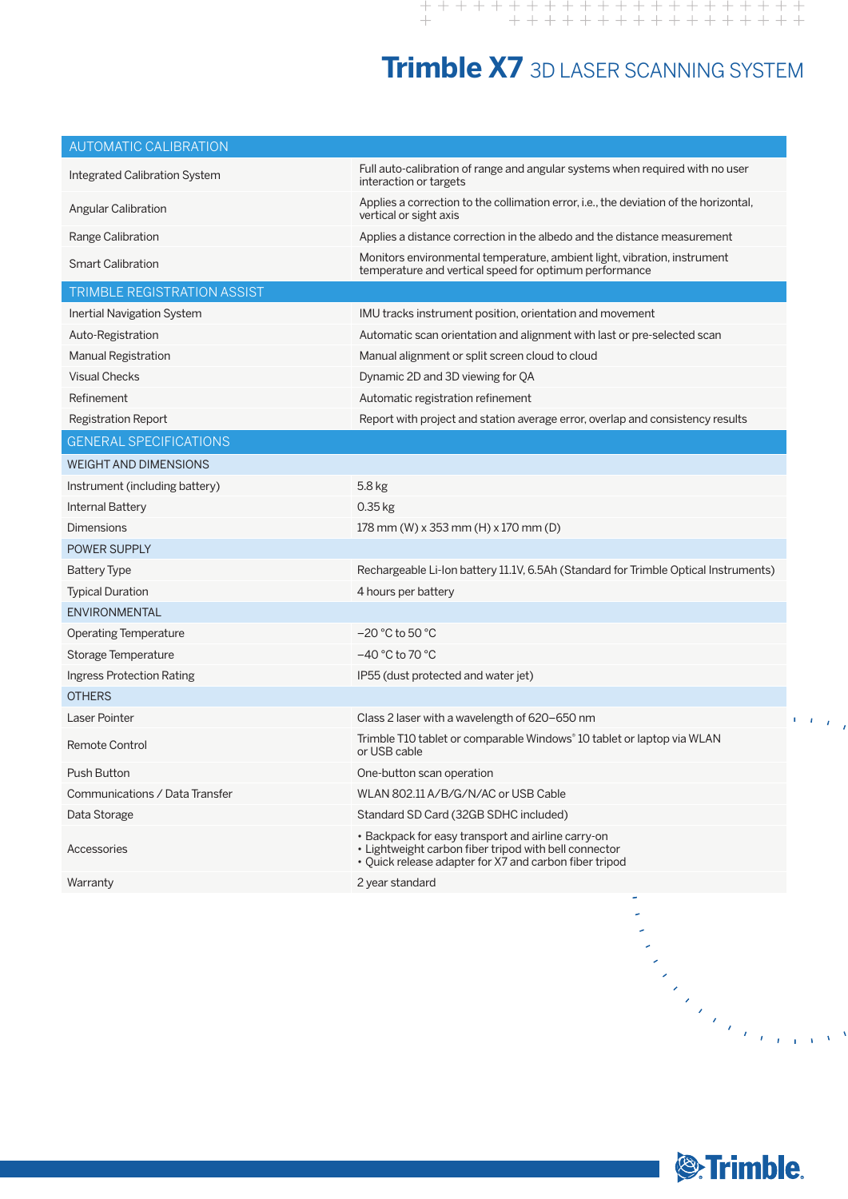# Trimble X7 3D LASER SCANNING SYSTEM

| AUTOMATIC CALIBRATION | |
|---|---|
| Integrated Calibration System | Full auto-calibration of range and angular systems when required with no user interaction or targets |
| Angular Calibration | Applies a correction to the collimation error, i.e., the deviation of the horizontal, vertical or sight axis |
| Range Calibration | Applies a distance correction in the albedo and the distance measurement |
| Smart Calibration | Monitors environmental temperature, ambient light, vibration, instrument temperature and vertical speed for optimum performance |
| **TRIMBLE REGISTRATION ASSIST** | |
| Inertial Navigation System | IMU tracks instrument position, orientation and movement |
| Auto-Registration | Automatic scan orientation and alignment with last or pre-selected scan |
| Manual Registration | Manual alignment or split screen cloud to cloud |
| Visual Checks | Dynamic 2D and 3D viewing for QA |
| Refinement | Automatic registration refinement |
| Registration Report | Report with project and station average error, overlap and consistency results |

| GENERAL SPECIFICATIONS | |
|---|---|
| **WEIGHT AND DIMENSIONS** | |
| Instrument (including battery) | 5.8 kg |
| Internal Battery | 0.35 kg |
| Dimensions | 178 mm (W) x 353 mm (H) x 170 mm (D) |
| **POWER SUPPLY** | |
| Battery Type | Rechargeable Li-Ion battery 11.1V, 6.5Ah (Standard for Trimble Optical Instruments) |
| Typical Duration | 4 hours per battery |
| **ENVIRONMENTAL** | |
| Operating Temperature | –20 °C to 50 °C |
| Storage Temperature | –40 °C to 70 °C |
| Ingress Protection Rating | IP55 (dust protected and water jet) |
| **OTHERS** | |
| Laser Pointer | Class 2 laser with a wavelength of 620–650 nm |
| Remote Control | Trimble T10 tablet or comparable Windows® 10 tablet or laptop via WLAN or USB cable |
| Push Button | One-button scan operation |
| Communications / Data Transfer | WLAN 802.11 A/B/G/N/AC or USB Cable |
| Data Storage | Standard SD Card (32GB SDHC included) |
| Accessories | • Backpack for easy transport and airline carry-on<br>• Lightweight carbon fiber tripod with bell connector<br>• Quick release adapter for X7 and carbon fiber tripod |
| Warranty | 2 year standard |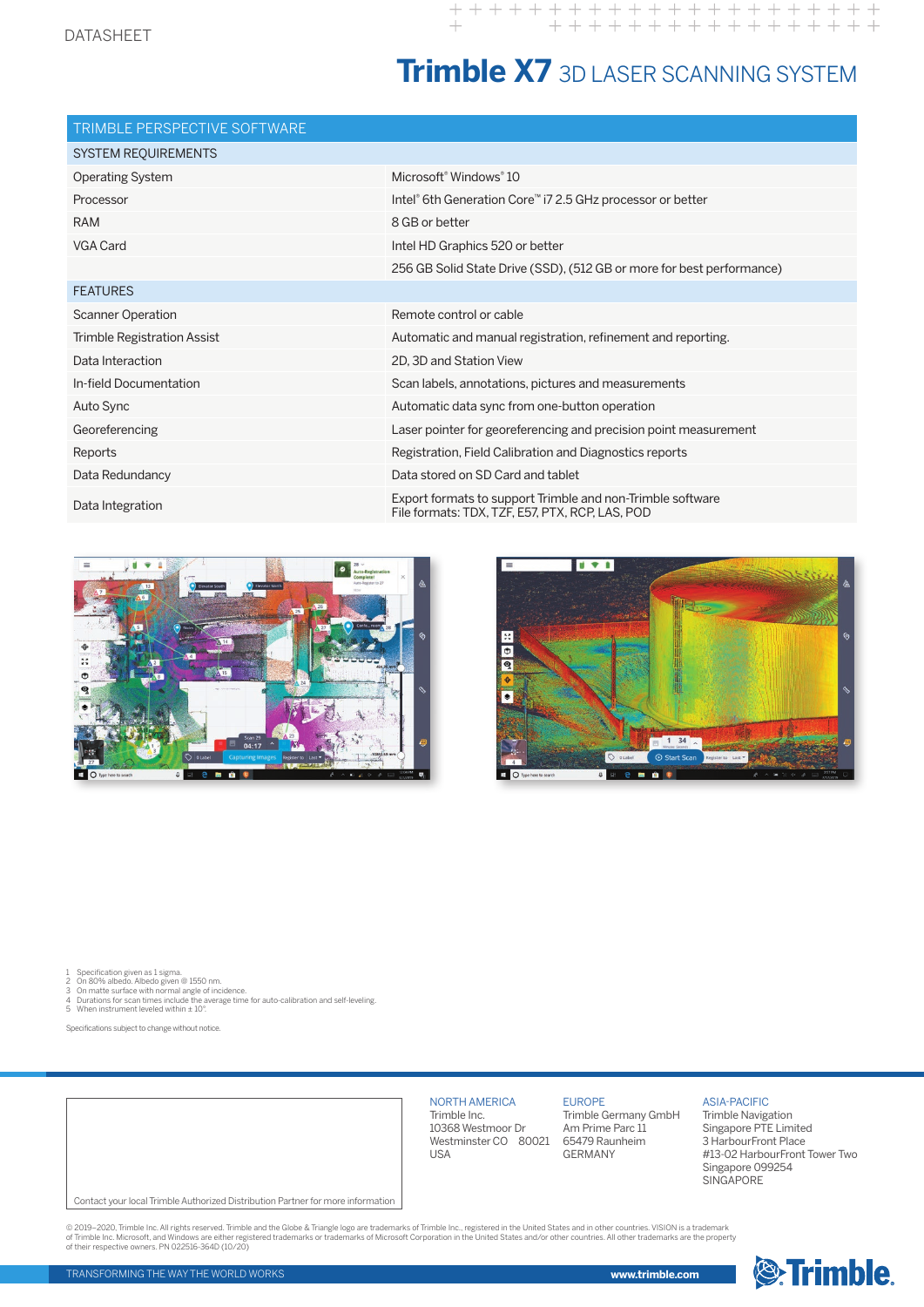DATASHEET

# Trimble X7 3D LASER SCANNING SYSTEM

## TRIMBLE PERSPECTIVE SOFTWARE

| | |
|---|---|
| **SYSTEM REQUIREMENTS** | |
| Operating System | Microsoft® Windows® 10 |
| Processor | Intel® 6th Generation Core™ i7 2.5 GHz processor or better |
| RAM | 8 GB or better |
| VGA Card | Intel HD Graphics 520 or better |
| | 256 GB Solid State Drive (SSD), (512 GB or more for best performance) |
| **FEATURES** | |
| Scanner Operation | Remote control or cable |
| Trimble Registration Assist | Automatic and manual registration, refinement and reporting. |
| Data Interaction | 2D, 3D and Station View |
| In-field Documentation | Scan labels, annotations, pictures and measurements |
| Auto Sync | Automatic data sync from one-button operation |
| Georeferencing | Laser pointer for georeferencing and precision point measurement |
| Reports | Registration, Field Calibration and Diagnostics reports |
| Data Redundancy | Data stored on SD Card and tablet |
| Data Integration | Export formats to support Trimble and non-Trimble software<br>File formats: TDX, TZF, E57, PTX, RCP, LAS, POD |

1 Specification given as 1 sigma.
2 On 80% albedo. Albedo given @ 1550 nm.
3 On matte surface with normal angle of incidence.
4 Durations for scan times include the average time for auto-calibration and self-leveling.
5 When instrument leveled within ± 10°.

Specifications subject to change without notice.

Contact your local Trimble Authorized Distribution Partner for more information

**NORTH AMERICA**
Trimble Inc.
10368 Westmoor Dr
Westminster CO 80021
USA

**EUROPE**
Trimble Germany GmbH
Am Prime Parc 11
65479 Raunheim
GERMANY

**ASIA-PACIFIC**
Trimble Navigation
Singapore PTE Limited
3 HarbourFront Place
#13-02 HarbourFront Tower Two
Singapore 099254
SINGAPORE

© 2019–2020, Trimble Inc. All rights reserved. Trimble and the Globe & Triangle logo are trademarks of Trimble Inc., registered in the United States and in other countries. VISION is a trademark of Trimble Inc. Microsoft, and Windows are either registered trademarks or trademarks of Microsoft Corporation in the United States and/or other countries. All other trademarks are the property of their respective owners. PN 022516-364D (10/20)

TRANSFORMING THE WAY THE WORLD WORKS

www.trimble.com